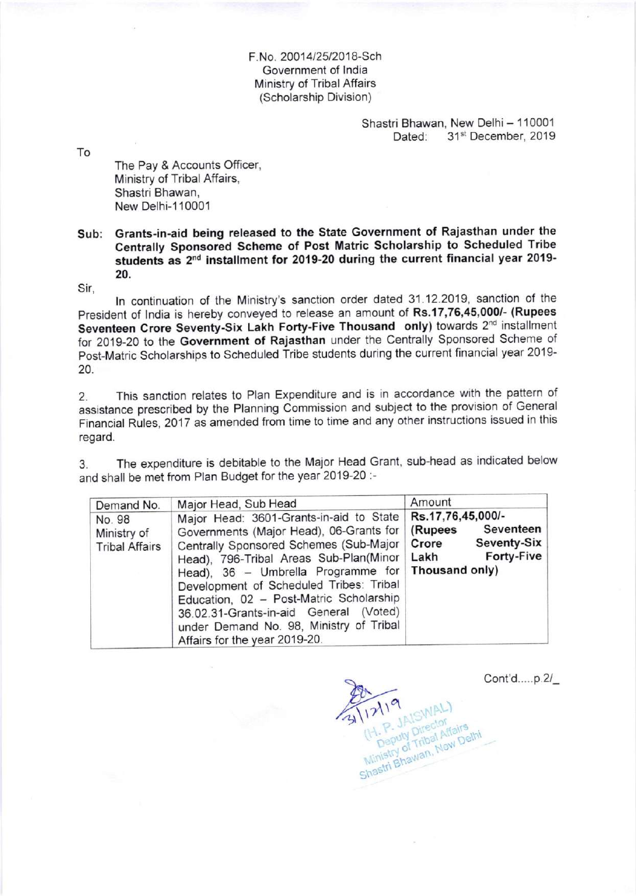F.No. 20014/25/2018-Sch
Government of India
Ministry of Tribal Affairs
(Scholarship Division)

Shastri Bhawan, New Delhi – 110001
Dated: 31st December, 2019

To

The Pay & Accounts Officer,
Ministry of Tribal Affairs,
Shastri Bhawan,
New Delhi-110001

**Sub: Grants-in-aid being released to the State Government of Rajasthan under the Centrally Sponsored Scheme of Post Matric Scholarship to Scheduled Tribe students as 2nd installment for 2019-20 during the current financial year 2019-20.**

Sir,

In continuation of the Ministry's sanction order dated 31.12.2019, sanction of the President of India is hereby conveyed to release an amount of **Rs.17,76,45,000/- (Rupees Seventeen Crore Seventy-Six Lakh Forty-Five Thousand only)** towards 2nd installment for 2019-20 to the **Government of Rajasthan** under the Centrally Sponsored Scheme of Post-Matric Scholarships to Scheduled Tribe students during the current financial year 2019-20.

2. This sanction relates to Plan Expenditure and is in accordance with the pattern of assistance prescribed by the Planning Commission and subject to the provision of General Financial Rules, 2017 as amended from time to time and any other instructions issued in this regard.

3. The expenditure is debitable to the Major Head Grant, sub-head as indicated below and shall be met from Plan Budget for the year 2019-20 :-

| Demand No. | Major Head, Sub Head | Amount |
|---|---|---|
| No. 98 Ministry of Tribal Affairs | Major Head: 3601-Grants-in-aid to State Governments (Major Head), 06-Grants for Centrally Sponsored Schemes (Sub-Major Head), 796-Tribal Areas Sub-Plan(Minor Head), 36 – Umbrella Programme for Development of Scheduled Tribes: Tribal Education, 02 – Post-Matric Scholarship 36.02.31-Grants-in-aid General (Voted) under Demand No. 98, Ministry of Tribal Affairs for the year 2019-20. | **Rs.17,76,45,000/- (Rupees Seventeen Crore Seventy-Six Lakh Forty-Five Thousand only)** |

31/12/19
(H. P. JAISWAL)
Deputy Director
Ministry of Tribal Affairs
Shastri Bhawan, New Delhi

Cont'd.....p.2/_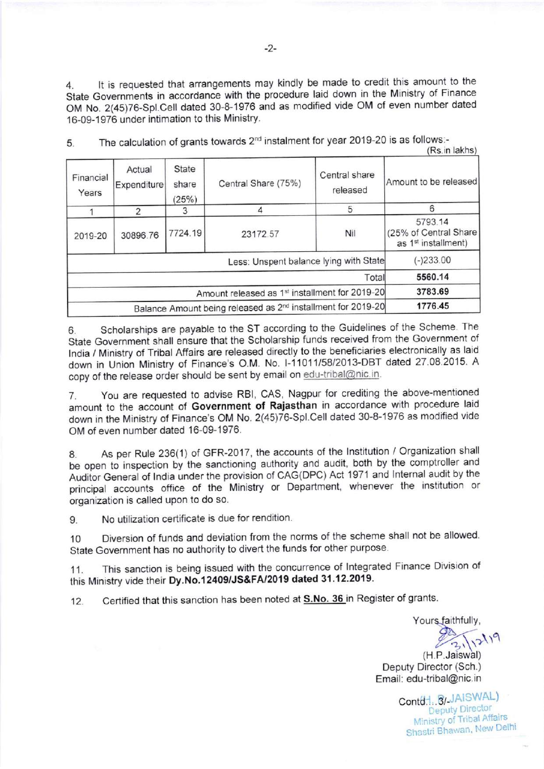4. It is requested that arrangements may kindly be made to credit this amount to the State Governments in accordance with the procedure laid down in the Ministry of Finance OM No. 2(45)76-Spl.Cell dated 30-8-1976 and as modified vide OM of even number dated 16-09-1976 under intimation to this Ministry.

5. The calculation of grants towards 2nd instalment for year 2019-20 is as follows:-

(Rs.in lakhs)

| Financial Years | Actual Expenditure | State share (25%) | Central Share (75%) | Central share released | Amount to be released |
|---|---|---|---|---|---|
| 1 | 2 | 3 | 4 | 5 | 6 |
| 2019-20 | 30896.76 | 7724.19 | 23172.57 | Nil | 5793.14 (25% of Central Share as 1st installment) |
| Less: Unspent balance lying with State | | | | | (-)233.00 |
| Total | | | | | **5560.14** |
| Amount released as 1st installment for 2019-20 | | | | | **3783.69** |
| Balance Amount being released as 2nd installment for 2019-20 | | | | | **1776.45** |

6. Scholarships are payable to the ST according to the Guidelines of the Scheme. The State Government shall ensure that the Scholarship funds received from the Government of India / Ministry of Tribal Affairs are released directly to the beneficiaries electronically as laid down in Union Ministry of Finance's O.M. No. I-11011/58/2013-DBT dated 27.08.2015. A copy of the release order should be sent by email on edu-tribal@nic.in.

7. You are requested to advise RBI, CAS, Nagpur for crediting the above-mentioned amount to the account of **Government of Rajasthan** in accordance with procedure laid down in the Ministry of Finance's OM No. 2(45)76-Spl.Cell dated 30-8-1976 as modified vide OM of even number dated 16-09-1976.

8. As per Rule 236(1) of GFR-2017, the accounts of the Institution / Organization shall be open to inspection by the sanctioning authority and audit, both by the comptroller and Auditor General of India under the provision of CAG(DPC) Act 1971 and Internal audit by the principal accounts office of the Ministry or Department, whenever the institution or organization is called upon to do so.

9. No utilization certificate is due for rendition.

10 Diversion of funds and deviation from the norms of the scheme shall not be allowed. State Government has no authority to divert the funds for other purpose.

11. This sanction is being issued with the concurrence of Integrated Finance Division of this Ministry vide their **Dy.No.12409/JS&FA/2019 dated 31.12.2019.**

12. Certified that this sanction has been noted at **S.No. 36** in Register of grants.

Yours faithfully,

31/12/19

(H.P.Jaiswal)
Deputy Director (Sch.)
Email: edu-tribal@nic.in

Contd...3/-

(H.P. JAISWAL)
Deputy Director
Ministry of Tribal Affairs
Shastri Bhawan, New Delhi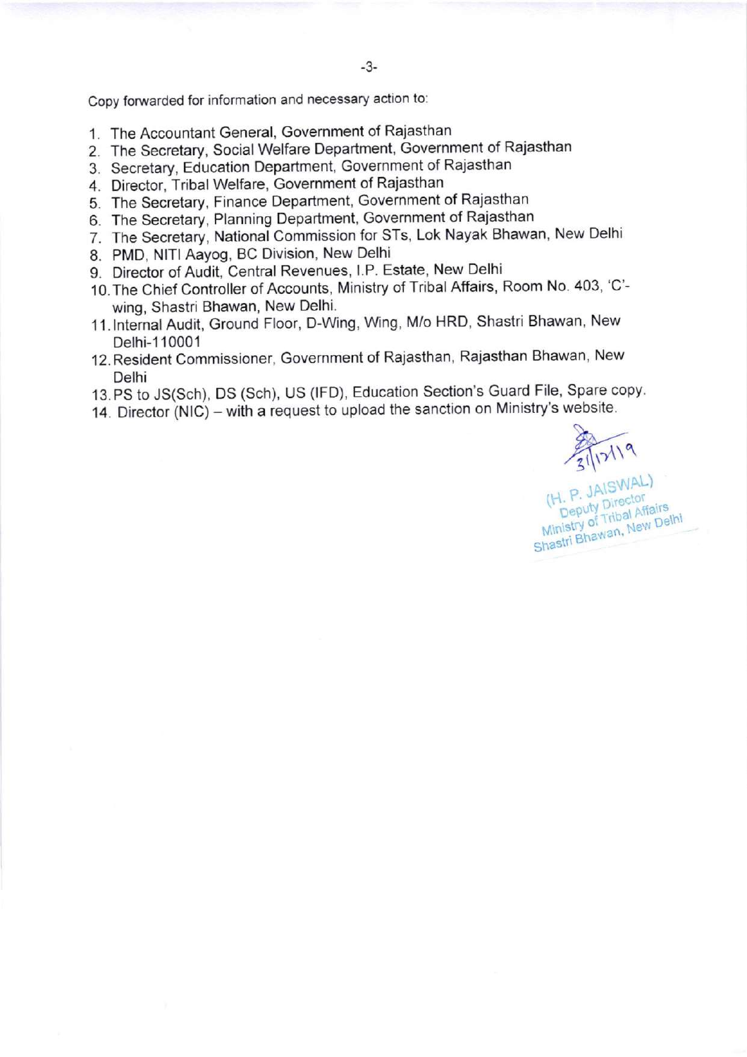Copy forwarded for information and necessary action to:

1. The Accountant General, Government of Rajasthan
2. The Secretary, Social Welfare Department, Government of Rajasthan
3. Secretary, Education Department, Government of Rajasthan
4. Director, Tribal Welfare, Government of Rajasthan
5. The Secretary, Finance Department, Government of Rajasthan
6. The Secretary, Planning Department, Government of Rajasthan
7. The Secretary, National Commission for STs, Lok Nayak Bhawan, New Delhi
8. PMD, NITI Aayog, BC Division, New Delhi
9. Director of Audit, Central Revenues, I.P. Estate, New Delhi
10. The Chief Controller of Accounts, Ministry of Tribal Affairs, Room No. 403, 'C'-wing, Shastri Bhawan, New Delhi.
11. Internal Audit, Ground Floor, D-Wing, Wing, M/o HRD, Shastri Bhawan, New Delhi-110001
12. Resident Commissioner, Government of Rajasthan, Rajasthan Bhawan, New Delhi
13. PS to JS(Sch), DS (Sch), US (IFD), Education Section's Guard File, Spare copy.
14. Director (NIC) – with a request to upload the sanction on Ministry's website.

31/12/19

(H. P. JAISWAL)
Deputy Director
Ministry of Tribal Affairs
Shastri Bhawan, New Delhi